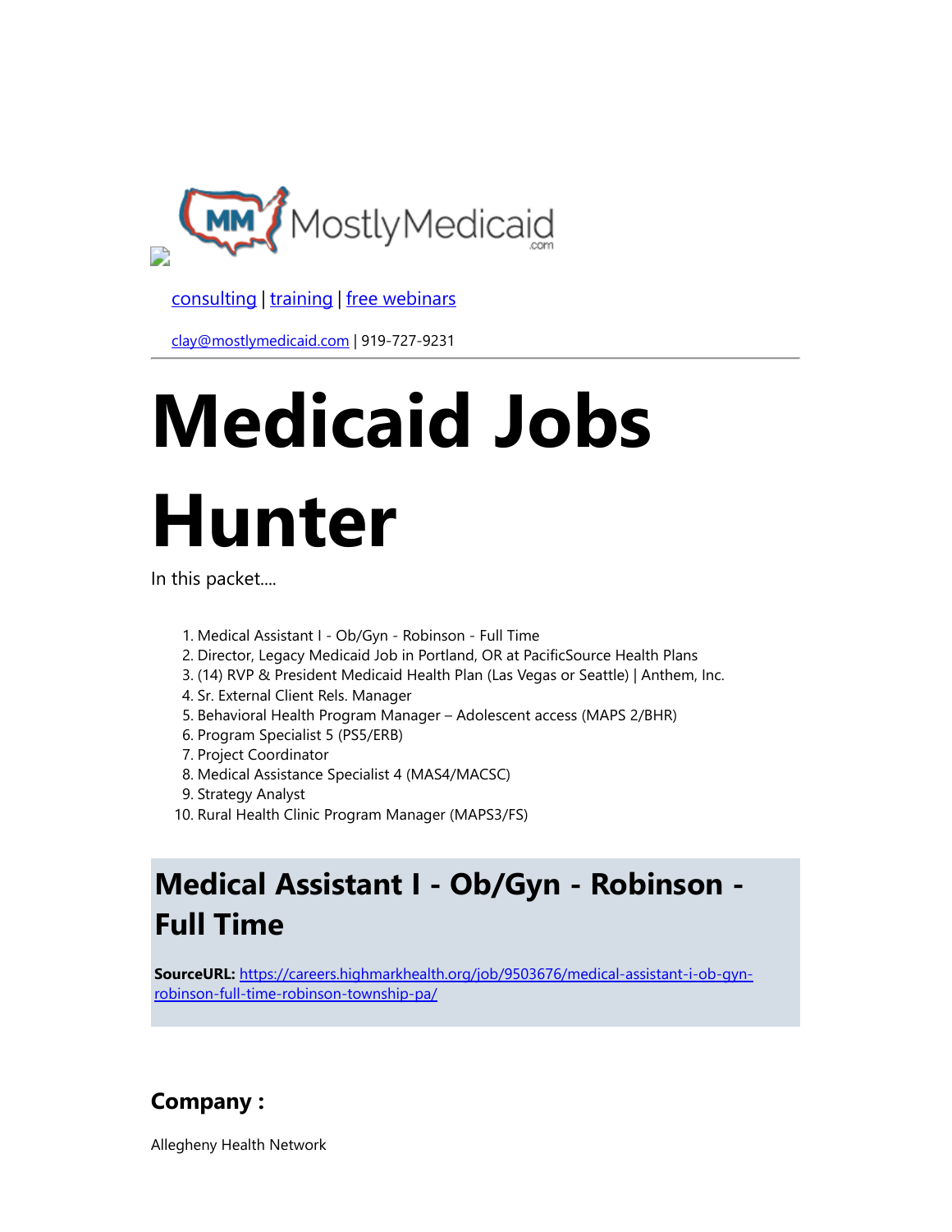MostlyMedicaid.com

consulting | training | free webinars

clay@mostlymedicaid.com | 919-727-9231

# Medicaid Jobs Hunter

In this packet....

1. Medical Assistant I - Ob/Gyn - Robinson - Full Time
2. Director, Legacy Medicaid Job in Portland, OR at PacificSource Health Plans
3. (14) RVP & President Medicaid Health Plan (Las Vegas or Seattle) | Anthem, Inc.
4. Sr. External Client Rels. Manager
5. Behavioral Health Program Manager – Adolescent access (MAPS 2/BHR)
6. Program Specialist 5 (PS5/ERB)
7. Project Coordinator
8. Medical Assistance Specialist 4 (MAS4/MACSC)
9. Strategy Analyst
10. Rural Health Clinic Program Manager (MAPS3/FS)

## Medical Assistant I - Ob/Gyn - Robinson - Full Time

**SourceURL:** https://careers.highmarkhealth.org/job/9503676/medical-assistant-i-ob-gyn-robinson-full-time-robinson-township-pa/

### Company :

Allegheny Health Network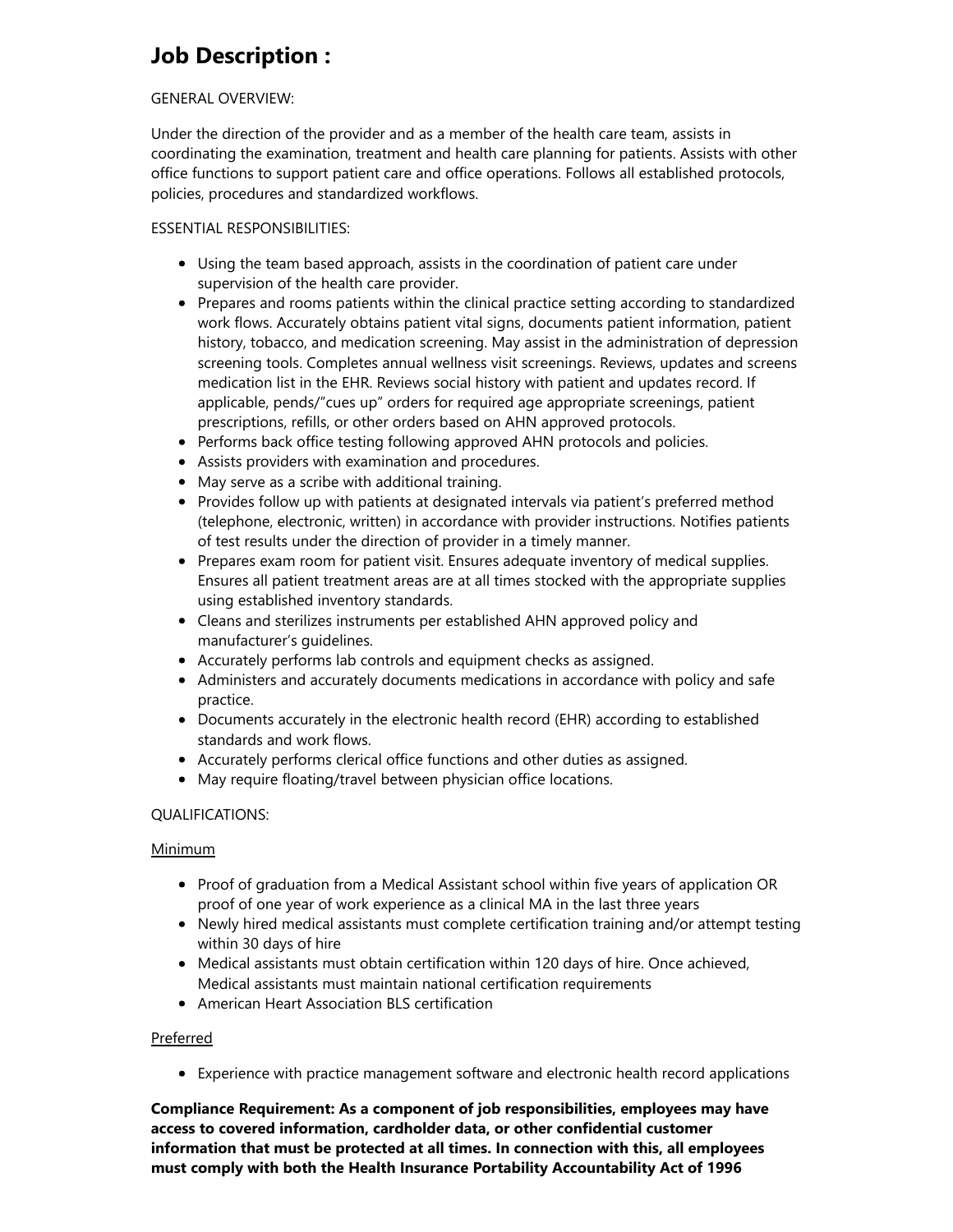# Job Description :

GENERAL OVERVIEW:

Under the direction of the provider and as a member of the health care team, assists in coordinating the examination, treatment and health care planning for patients. Assists with other office functions to support patient care and office operations. Follows all established protocols, policies, procedures and standardized workflows.

ESSENTIAL RESPONSIBILITIES:

- Using the team based approach, assists in the coordination of patient care under supervision of the health care provider.
- Prepares and rooms patients within the clinical practice setting according to standardized work flows. Accurately obtains patient vital signs, documents patient information, patient history, tobacco, and medication screening. May assist in the administration of depression screening tools. Completes annual wellness visit screenings. Reviews, updates and screens medication list in the EHR. Reviews social history with patient and updates record. If applicable, pends/"cues up" orders for required age appropriate screenings, patient prescriptions, refills, or other orders based on AHN approved protocols.
- Performs back office testing following approved AHN protocols and policies.
- Assists providers with examination and procedures.
- May serve as a scribe with additional training.
- Provides follow up with patients at designated intervals via patient's preferred method (telephone, electronic, written) in accordance with provider instructions. Notifies patients of test results under the direction of provider in a timely manner.
- Prepares exam room for patient visit. Ensures adequate inventory of medical supplies. Ensures all patient treatment areas are at all times stocked with the appropriate supplies using established inventory standards.
- Cleans and sterilizes instruments per established AHN approved policy and manufacturer's guidelines.
- Accurately performs lab controls and equipment checks as assigned.
- Administers and accurately documents medications in accordance with policy and safe practice.
- Documents accurately in the electronic health record (EHR) according to established standards and work flows.
- Accurately performs clerical office functions and other duties as assigned.
- May require floating/travel between physician office locations.

QUALIFICATIONS:

Minimum

- Proof of graduation from a Medical Assistant school within five years of application OR proof of one year of work experience as a clinical MA in the last three years
- Newly hired medical assistants must complete certification training and/or attempt testing within 30 days of hire
- Medical assistants must obtain certification within 120 days of hire. Once achieved, Medical assistants must maintain national certification requirements
- American Heart Association BLS certification

Preferred

- Experience with practice management software and electronic health record applications

**Compliance Requirement: As a component of job responsibilities, employees may have access to covered information, cardholder data, or other confidential customer information that must be protected at all times. In connection with this, all employees must comply with both the Health Insurance Portability Accountability Act of 1996**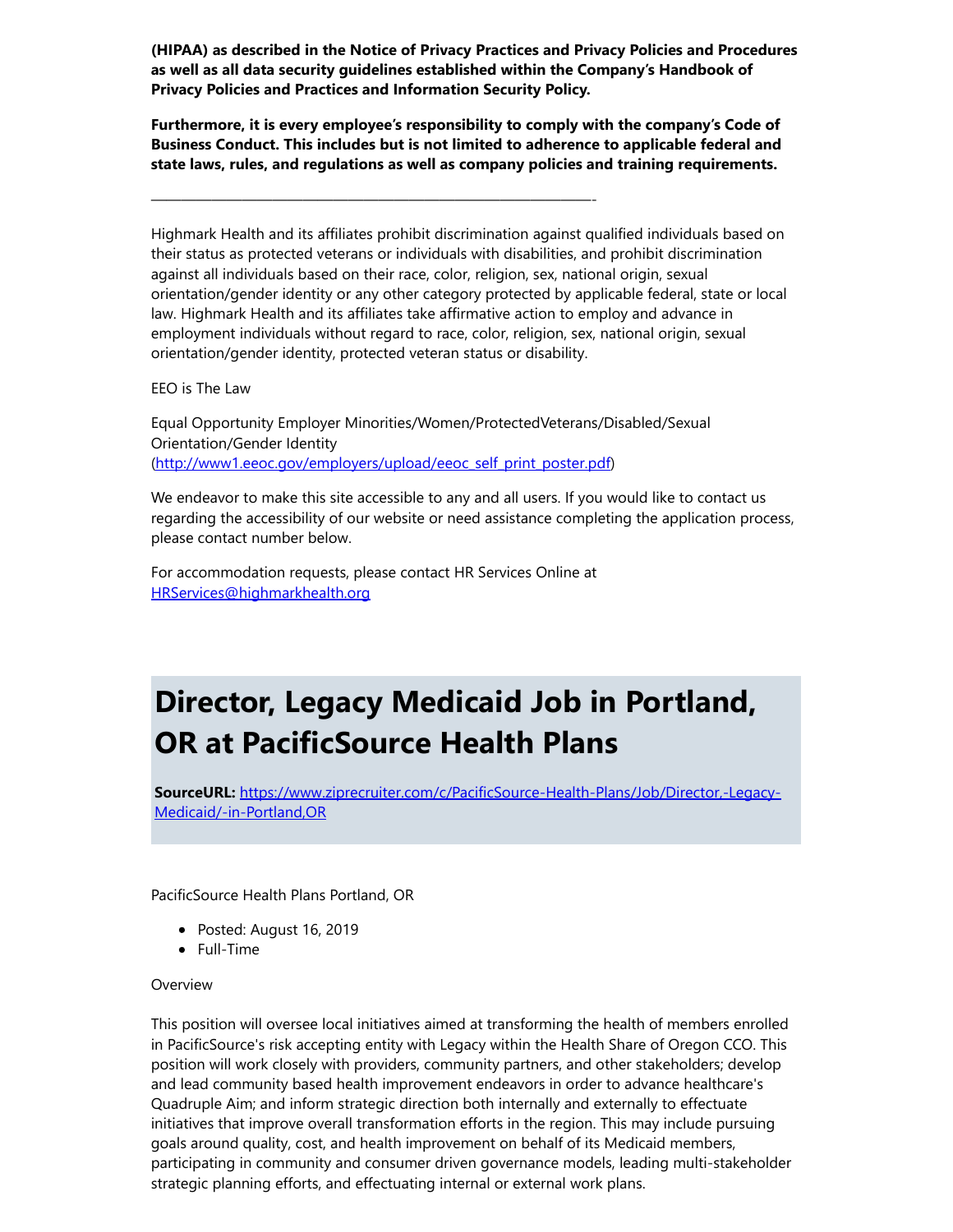**(HIPAA) as described in the Notice of Privacy Practices and Privacy Policies and Procedures as well as all data security guidelines established within the Company's Handbook of Privacy Policies and Practices and Information Security Policy.**

**Furthermore, it is every employee's responsibility to comply with the company's Code of Business Conduct. This includes but is not limited to adherence to applicable federal and state laws, rules, and regulations as well as company policies and training requirements.**

_______________________________________________________________-

Highmark Health and its affiliates prohibit discrimination against qualified individuals based on their status as protected veterans or individuals with disabilities, and prohibit discrimination against all individuals based on their race, color, religion, sex, national origin, sexual orientation/gender identity or any other category protected by applicable federal, state or local law. Highmark Health and its affiliates take affirmative action to employ and advance in employment individuals without regard to race, color, religion, sex, national origin, sexual orientation/gender identity, protected veteran status or disability.

EEO is The Law

Equal Opportunity Employer Minorities/Women/ProtectedVeterans/Disabled/Sexual Orientation/Gender Identity (http://www1.eeoc.gov/employers/upload/eeoc_self_print_poster.pdf)

We endeavor to make this site accessible to any and all users. If you would like to contact us regarding the accessibility of our website or need assistance completing the application process, please contact number below.

For accommodation requests, please contact HR Services Online at HRServices@highmarkhealth.org

# Director, Legacy Medicaid Job in Portland, OR at PacificSource Health Plans

**SourceURL:** https://www.ziprecruiter.com/c/PacificSource-Health-Plans/Job/Director,-Legacy-Medicaid/-in-Portland,OR

PacificSource Health Plans Portland, OR

- Posted: August 16, 2019
- Full-Time

Overview

This position will oversee local initiatives aimed at transforming the health of members enrolled in PacificSource's risk accepting entity with Legacy within the Health Share of Oregon CCO. This position will work closely with providers, community partners, and other stakeholders; develop and lead community based health improvement endeavors in order to advance healthcare's Quadruple Aim; and inform strategic direction both internally and externally to effectuate initiatives that improve overall transformation efforts in the region. This may include pursuing goals around quality, cost, and health improvement on behalf of its Medicaid members, participating in community and consumer driven governance models, leading multi-stakeholder strategic planning efforts, and effectuating internal or external work plans.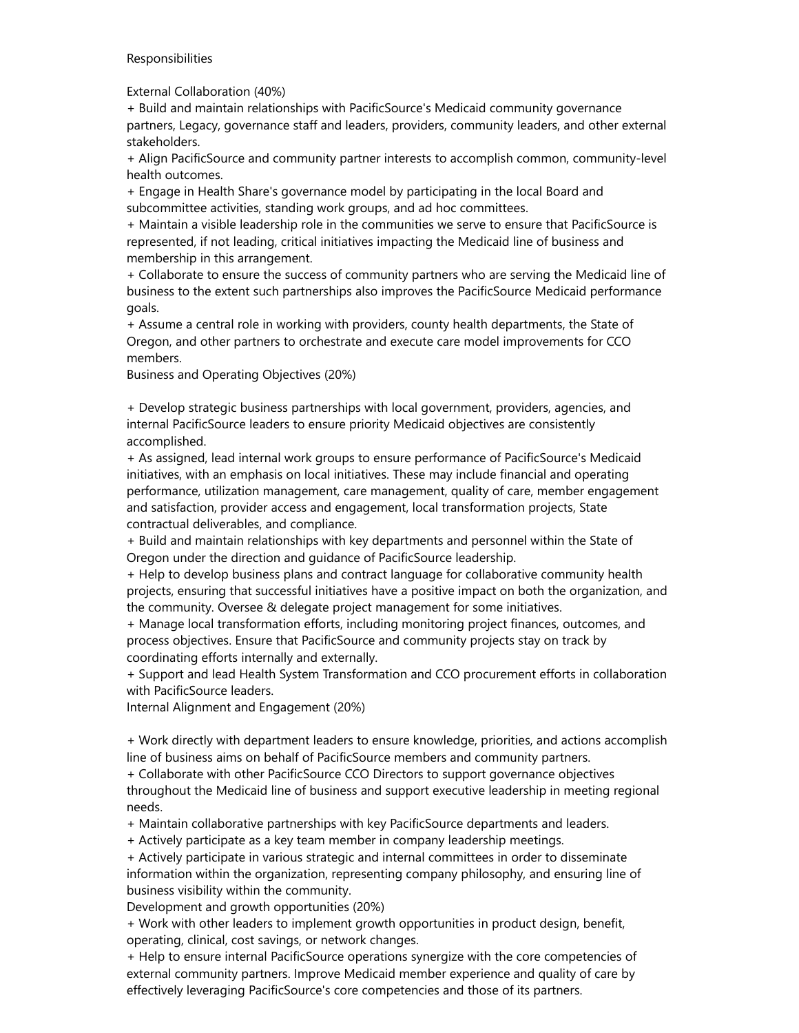Responsibilities

External Collaboration (40%)

+ Build and maintain relationships with PacificSource's Medicaid community governance partners, Legacy, governance staff and leaders, providers, community leaders, and other external stakeholders.
+ Align PacificSource and community partner interests to accomplish common, community-level health outcomes.
+ Engage in Health Share's governance model by participating in the local Board and subcommittee activities, standing work groups, and ad hoc committees.
+ Maintain a visible leadership role in the communities we serve to ensure that PacificSource is represented, if not leading, critical initiatives impacting the Medicaid line of business and membership in this arrangement.
+ Collaborate to ensure the success of community partners who are serving the Medicaid line of business to the extent such partnerships also improves the PacificSource Medicaid performance goals.
+ Assume a central role in working with providers, county health departments, the State of Oregon, and other partners to orchestrate and execute care model improvements for CCO members.

Business and Operating Objectives (20%)

+ Develop strategic business partnerships with local government, providers, agencies, and internal PacificSource leaders to ensure priority Medicaid objectives are consistently accomplished.
+ As assigned, lead internal work groups to ensure performance of PacificSource's Medicaid initiatives, with an emphasis on local initiatives. These may include financial and operating performance, utilization management, care management, quality of care, member engagement and satisfaction, provider access and engagement, local transformation projects, State contractual deliverables, and compliance.
+ Build and maintain relationships with key departments and personnel within the State of Oregon under the direction and guidance of PacificSource leadership.
+ Help to develop business plans and contract language for collaborative community health projects, ensuring that successful initiatives have a positive impact on both the organization, and the community. Oversee & delegate project management for some initiatives.
+ Manage local transformation efforts, including monitoring project finances, outcomes, and process objectives. Ensure that PacificSource and community projects stay on track by coordinating efforts internally and externally.
+ Support and lead Health System Transformation and CCO procurement efforts in collaboration with PacificSource leaders.

Internal Alignment and Engagement (20%)

+ Work directly with department leaders to ensure knowledge, priorities, and actions accomplish line of business aims on behalf of PacificSource members and community partners.
+ Collaborate with other PacificSource CCO Directors to support governance objectives throughout the Medicaid line of business and support executive leadership in meeting regional needs.
+ Maintain collaborative partnerships with key PacificSource departments and leaders.
+ Actively participate as a key team member in company leadership meetings.
+ Actively participate in various strategic and internal committees in order to disseminate information within the organization, representing company philosophy, and ensuring line of business visibility within the community.

Development and growth opportunities (20%)

+ Work with other leaders to implement growth opportunities in product design, benefit, operating, clinical, cost savings, or network changes.
+ Help to ensure internal PacificSource operations synergize with the core competencies of external community partners. Improve Medicaid member experience and quality of care by effectively leveraging PacificSource's core competencies and those of its partners.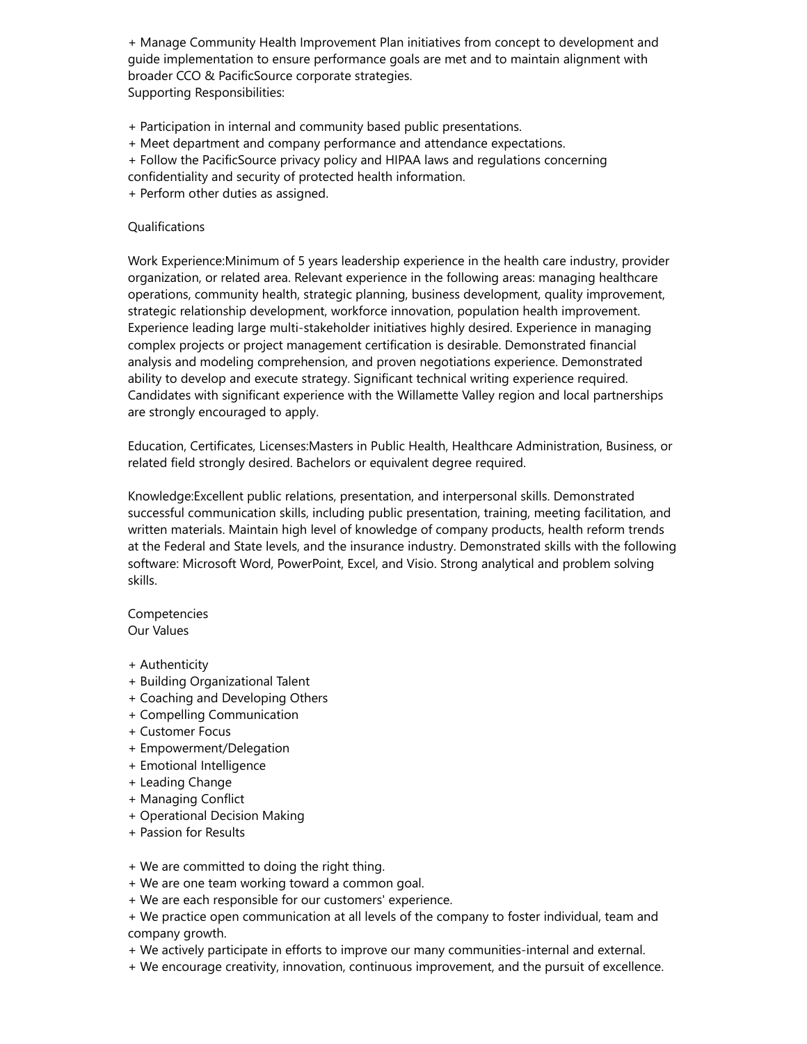+ Manage Community Health Improvement Plan initiatives from concept to development and guide implementation to ensure performance goals are met and to maintain alignment with broader CCO & PacificSource corporate strategies.

Supporting Responsibilities:

+ Participation in internal and community based public presentations.
+ Meet department and company performance and attendance expectations.
+ Follow the PacificSource privacy policy and HIPAA laws and regulations concerning confidentiality and security of protected health information.
+ Perform other duties as assigned.

Qualifications

Work Experience:Minimum of 5 years leadership experience in the health care industry, provider organization, or related area. Relevant experience in the following areas: managing healthcare operations, community health, strategic planning, business development, quality improvement, strategic relationship development, workforce innovation, population health improvement. Experience leading large multi-stakeholder initiatives highly desired. Experience in managing complex projects or project management certification is desirable. Demonstrated financial analysis and modeling comprehension, and proven negotiations experience. Demonstrated ability to develop and execute strategy. Significant technical writing experience required. Candidates with significant experience with the Willamette Valley region and local partnerships are strongly encouraged to apply.

Education, Certificates, Licenses:Masters in Public Health, Healthcare Administration, Business, or related field strongly desired. Bachelors or equivalent degree required.

Knowledge:Excellent public relations, presentation, and interpersonal skills. Demonstrated successful communication skills, including public presentation, training, meeting facilitation, and written materials. Maintain high level of knowledge of company products, health reform trends at the Federal and State levels, and the insurance industry. Demonstrated skills with the following software: Microsoft Word, PowerPoint, Excel, and Visio. Strong analytical and problem solving skills.

Competencies

Our Values

+ Authenticity
+ Building Organizational Talent
+ Coaching and Developing Others
+ Compelling Communication
+ Customer Focus
+ Empowerment/Delegation
+ Emotional Intelligence
+ Leading Change
+ Managing Conflict
+ Operational Decision Making
+ Passion for Results

+ We are committed to doing the right thing.
+ We are one team working toward a common goal.
+ We are each responsible for our customers' experience.
+ We practice open communication at all levels of the company to foster individual, team and company growth.
+ We actively participate in efforts to improve our many communities-internal and external.
+ We encourage creativity, innovation, continuous improvement, and the pursuit of excellence.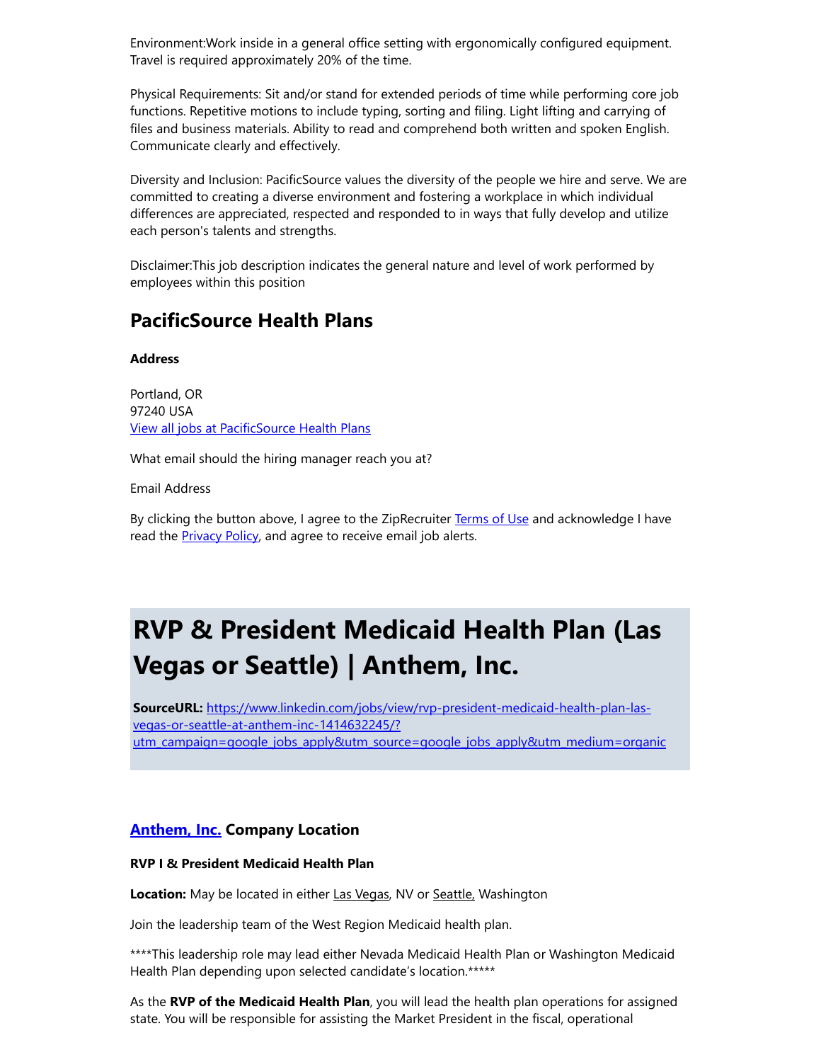Environment:Work inside in a general office setting with ergonomically configured equipment. Travel is required approximately 20% of the time.

Physical Requirements: Sit and/or stand for extended periods of time while performing core job functions. Repetitive motions to include typing, sorting and filing. Light lifting and carrying of files and business materials. Ability to read and comprehend both written and spoken English. Communicate clearly and effectively.

Diversity and Inclusion: PacificSource values the diversity of the people we hire and serve. We are committed to creating a diverse environment and fostering a workplace in which individual differences are appreciated, respected and responded to in ways that fully develop and utilize each person's talents and strengths.

Disclaimer:This job description indicates the general nature and level of work performed by employees within this position

## PacificSource Health Plans

**Address**

Portland, OR
97240 USA
[View all jobs at PacificSource Health Plans]()

What email should the hiring manager reach you at?

Email Address

By clicking the button above, I agree to the ZipRecruiter [Terms of Use]() and acknowledge I have read the [Privacy Policy](), and agree to receive email job alerts.

# RVP & President Medicaid Health Plan (Las Vegas or Seattle) | Anthem, Inc.

**SourceURL:** [https://www.linkedin.com/jobs/view/rvp-president-medicaid-health-plan-las-vegas-or-seattle-at-anthem-inc-1414632245/?utm_campaign=google_jobs_apply&utm_source=google_jobs_apply&utm_medium=organic](https://www.linkedin.com/jobs/view/rvp-president-medicaid-health-plan-las-vegas-or-seattle-at-anthem-inc-1414632245/?utm_campaign=google_jobs_apply&utm_source=google_jobs_apply&utm_medium=organic)

### [Anthem, Inc.]() Company Location

**RVP I & President Medicaid Health Plan**

**Location:** May be located in either Las Vegas, NV or Seattle, Washington

Join the leadership team of the West Region Medicaid health plan.

****This leadership role may lead either Nevada Medicaid Health Plan or Washington Medicaid Health Plan depending upon selected candidate's location.*****

As the **RVP of the Medicaid Health Plan**, you will lead the health plan operations for assigned state. You will be responsible for assisting the Market President in the fiscal, operational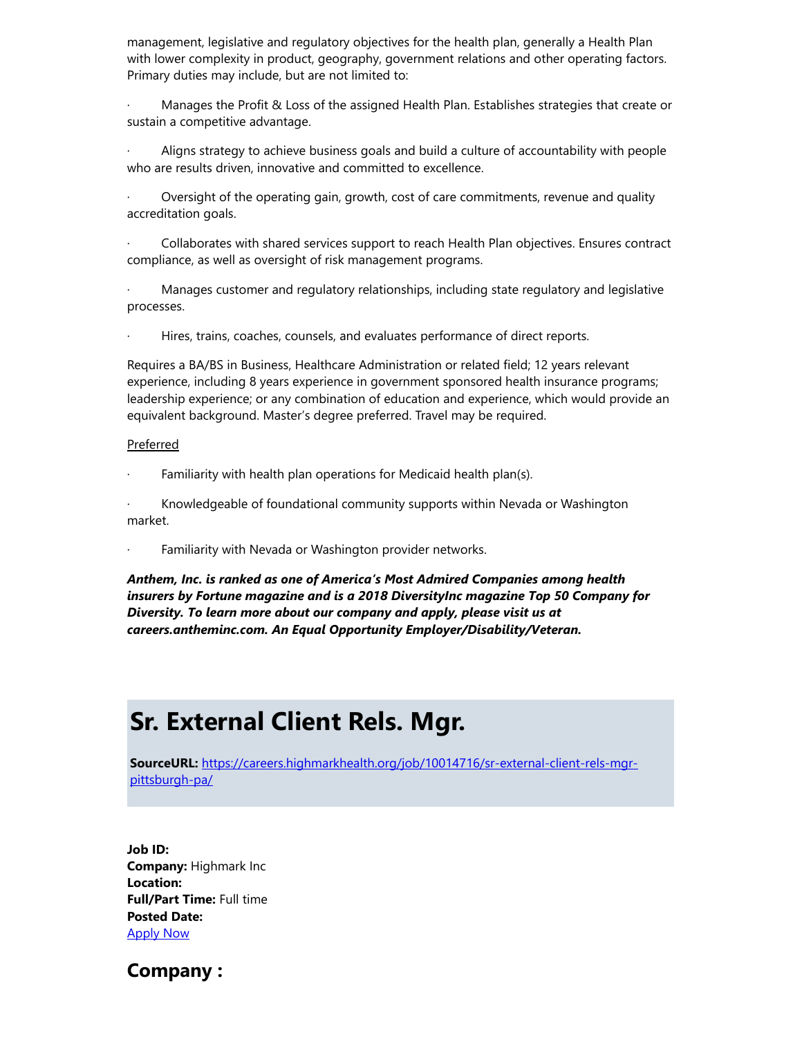management, legislative and regulatory objectives for the health plan, generally a Health Plan with lower complexity in product, geography, government relations and other operating factors. Primary duties may include, but are not limited to:

· Manages the Profit & Loss of the assigned Health Plan. Establishes strategies that create or sustain a competitive advantage.

· Aligns strategy to achieve business goals and build a culture of accountability with people who are results driven, innovative and committed to excellence.

· Oversight of the operating gain, growth, cost of care commitments, revenue and quality accreditation goals.

· Collaborates with shared services support to reach Health Plan objectives. Ensures contract compliance, as well as oversight of risk management programs.

· Manages customer and regulatory relationships, including state regulatory and legislative processes.

· Hires, trains, coaches, counsels, and evaluates performance of direct reports.

Requires a BA/BS in Business, Healthcare Administration or related field; 12 years relevant experience, including 8 years experience in government sponsored health insurance programs; leadership experience; or any combination of education and experience, which would provide an equivalent background. Master's degree preferred. Travel may be required.

Preferred

· Familiarity with health plan operations for Medicaid health plan(s).

· Knowledgeable of foundational community supports within Nevada or Washington market.

· Familiarity with Nevada or Washington provider networks.

***Anthem, Inc. is ranked as one of America's Most Admired Companies among health insurers by Fortune magazine and is a 2018 DiversityInc magazine Top 50 Company for Diversity. To learn more about our company and apply, please visit us at careers.antheminc.com. An Equal Opportunity Employer/Disability/Veteran.***

# Sr. External Client Rels. Mgr.

**SourceURL:** [https://careers.highmarkhealth.org/job/10014716/sr-external-client-rels-mgr-pittsburgh-pa/](https://careers.highmarkhealth.org/job/10014716/sr-external-client-rels-mgr-pittsburgh-pa/)

**Job ID:**
**Company:** Highmark Inc
**Location:**
**Full/Part Time:** Full time
**Posted Date:**
[Apply Now]()

## Company :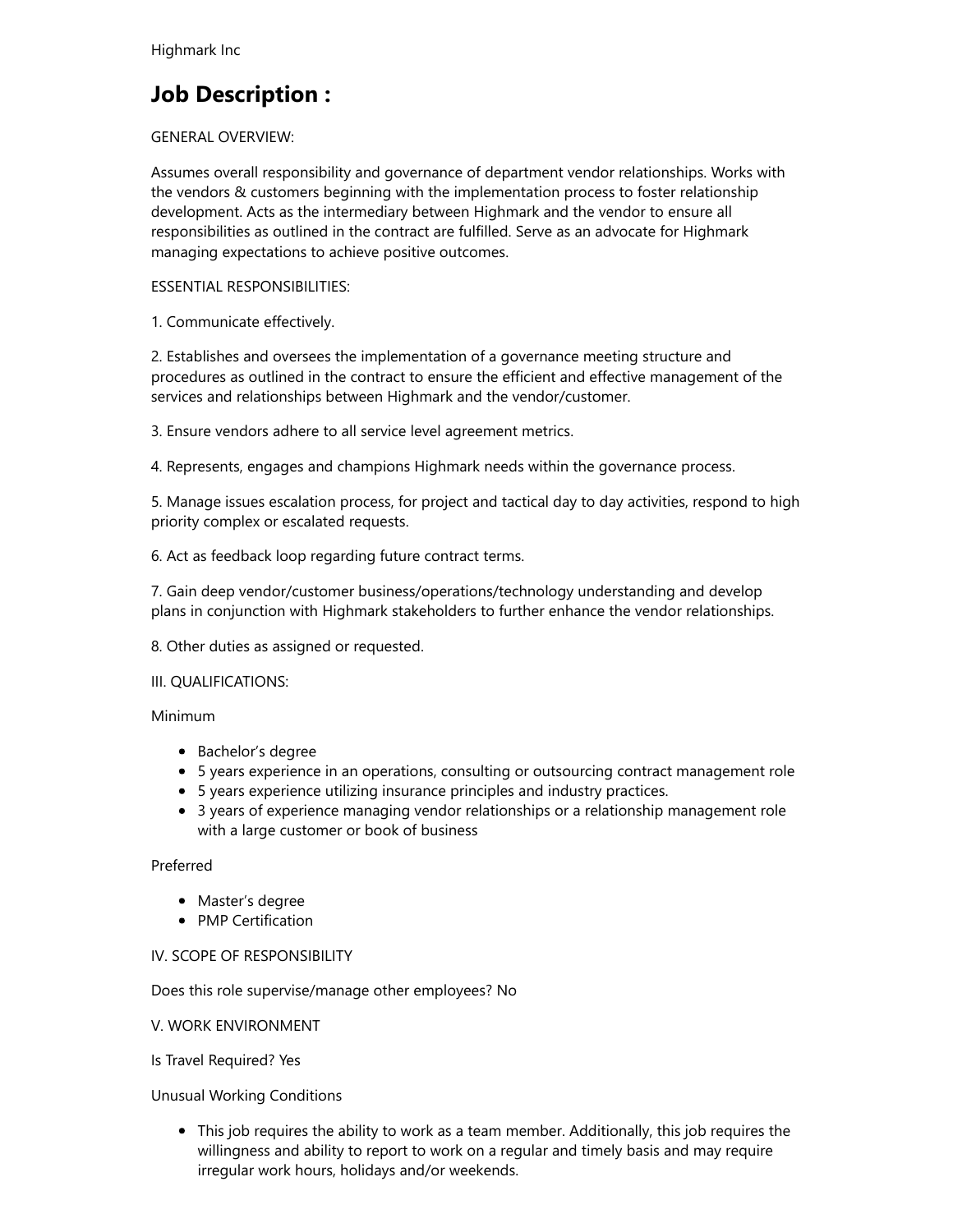Highmark Inc

## Job Description :

GENERAL OVERVIEW:

Assumes overall responsibility and governance of department vendor relationships. Works with the vendors & customers beginning with the implementation process to foster relationship development. Acts as the intermediary between Highmark and the vendor to ensure all responsibilities as outlined in the contract are fulfilled. Serve as an advocate for Highmark managing expectations to achieve positive outcomes.

ESSENTIAL RESPONSIBILITIES:

1. Communicate effectively.

2. Establishes and oversees the implementation of a governance meeting structure and procedures as outlined in the contract to ensure the efficient and effective management of the services and relationships between Highmark and the vendor/customer.

3. Ensure vendors adhere to all service level agreement metrics.

4. Represents, engages and champions Highmark needs within the governance process.

5. Manage issues escalation process, for project and tactical day to day activities, respond to high priority complex or escalated requests.

6. Act as feedback loop regarding future contract terms.

7. Gain deep vendor/customer business/operations/technology understanding and develop plans in conjunction with Highmark stakeholders to further enhance the vendor relationships.

8. Other duties as assigned or requested.

III. QUALIFICATIONS:

Minimum

- Bachelor's degree
- 5 years experience in an operations, consulting or outsourcing contract management role
- 5 years experience utilizing insurance principles and industry practices.
- 3 years of experience managing vendor relationships or a relationship management role with a large customer or book of business

Preferred

- Master's degree
- PMP Certification

IV. SCOPE OF RESPONSIBILITY

Does this role supervise/manage other employees? No

V. WORK ENVIRONMENT

Is Travel Required? Yes

Unusual Working Conditions

- This job requires the ability to work as a team member. Additionally, this job requires the willingness and ability to report to work on a regular and timely basis and may require irregular work hours, holidays and/or weekends.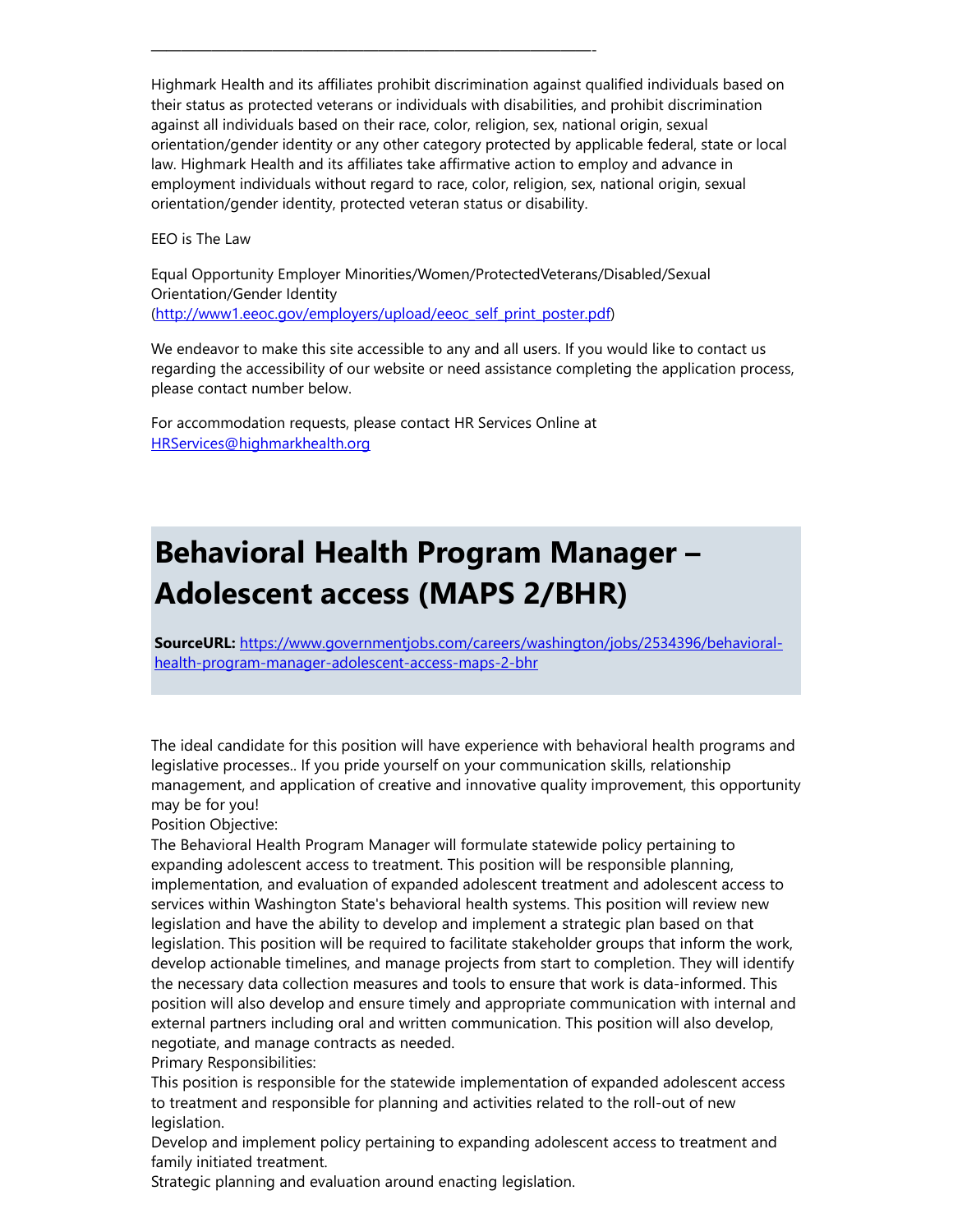---

Highmark Health and its affiliates prohibit discrimination against qualified individuals based on their status as protected veterans or individuals with disabilities, and prohibit discrimination against all individuals based on their race, color, religion, sex, national origin, sexual orientation/gender identity or any other category protected by applicable federal, state or local law. Highmark Health and its affiliates take affirmative action to employ and advance in employment individuals without regard to race, color, religion, sex, national origin, sexual orientation/gender identity, protected veteran status or disability.

EEO is The Law

Equal Opportunity Employer Minorities/Women/ProtectedVeterans/Disabled/Sexual Orientation/Gender Identity (http://www1.eeoc.gov/employers/upload/eeoc_self_print_poster.pdf)

We endeavor to make this site accessible to any and all users. If you would like to contact us regarding the accessibility of our website or need assistance completing the application process, please contact number below.

For accommodation requests, please contact HR Services Online at HRServices@highmarkhealth.org

# Behavioral Health Program Manager – Adolescent access (MAPS 2/BHR)

**SourceURL:** https://www.governmentjobs.com/careers/washington/jobs/2534396/behavioral-health-program-manager-adolescent-access-maps-2-bhr

The ideal candidate for this position will have experience with behavioral health programs and legislative processes.. If you pride yourself on your communication skills, relationship management, and application of creative and innovative quality improvement, this opportunity may be for you!

Position Objective:

The Behavioral Health Program Manager will formulate statewide policy pertaining to expanding adolescent access to treatment. This position will be responsible planning, implementation, and evaluation of expanded adolescent treatment and adolescent access to services within Washington State's behavioral health systems. This position will review new legislation and have the ability to develop and implement a strategic plan based on that legislation. This position will be required to facilitate stakeholder groups that inform the work, develop actionable timelines, and manage projects from start to completion. They will identify the necessary data collection measures and tools to ensure that work is data-informed. This position will also develop and ensure timely and appropriate communication with internal and external partners including oral and written communication. This position will also develop, negotiate, and manage contracts as needed.

Primary Responsibilities:

This position is responsible for the statewide implementation of expanded adolescent access to treatment and responsible for planning and activities related to the roll-out of new legislation.

Develop and implement policy pertaining to expanding adolescent access to treatment and family initiated treatment.

Strategic planning and evaluation around enacting legislation.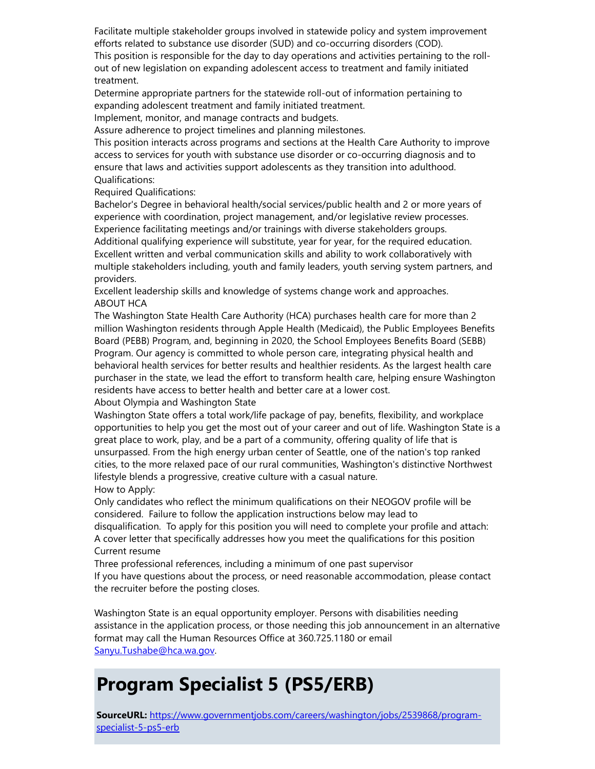Facilitate multiple stakeholder groups involved in statewide policy and system improvement efforts related to substance use disorder (SUD) and co-occurring disorders (COD).
This position is responsible for the day to day operations and activities pertaining to the roll-out of new legislation on expanding adolescent access to treatment and family initiated treatment.
Determine appropriate partners for the statewide roll-out of information pertaining to expanding adolescent treatment and family initiated treatment.
Implement, monitor, and manage contracts and budgets.
Assure adherence to project timelines and planning milestones.
This position interacts across programs and sections at the Health Care Authority to improve access to services for youth with substance use disorder or co-occurring diagnosis and to ensure that laws and activities support adolescents as they transition into adulthood.
Qualifications:
Required Qualifications:
Bachelor's Degree in behavioral health/social services/public health and 2 or more years of experience with coordination, project management, and/or legislative review processes.
Experience facilitating meetings and/or trainings with diverse stakeholders groups.
Additional qualifying experience will substitute, year for year, for the required education.
Excellent written and verbal communication skills and ability to work collaboratively with multiple stakeholders including, youth and family leaders, youth serving system partners, and providers.
Excellent leadership skills and knowledge of systems change work and approaches.
ABOUT HCA
The Washington State Health Care Authority (HCA) purchases health care for more than 2 million Washington residents through Apple Health (Medicaid), the Public Employees Benefits Board (PEBB) Program, and, beginning in 2020, the School Employees Benefits Board (SEBB) Program. Our agency is committed to whole person care, integrating physical health and behavioral health services for better results and healthier residents. As the largest health care purchaser in the state, we lead the effort to transform health care, helping ensure Washington residents have access to better health and better care at a lower cost.
About Olympia and Washington State
Washington State offers a total work/life package of pay, benefits, flexibility, and workplace opportunities to help you get the most out of your career and out of life. Washington State is a great place to work, play, and be a part of a community, offering quality of life that is unsurpassed. From the high energy urban center of Seattle, one of the nation's top ranked cities, to the more relaxed pace of our rural communities, Washington's distinctive Northwest lifestyle blends a progressive, creative culture with a casual nature.
How to Apply:
Only candidates who reflect the minimum qualifications on their NEOGOV profile will be considered. Failure to follow the application instructions below may lead to disqualification. To apply for this position you will need to complete your profile and attach:
A cover letter that specifically addresses how you meet the qualifications for this position
Current resume
Three professional references, including a minimum of one past supervisor
If you have questions about the process, or need reasonable accommodation, please contact the recruiter before the posting closes.

Washington State is an equal opportunity employer. Persons with disabilities needing assistance in the application process, or those needing this job announcement in an alternative format may call the Human Resources Office at 360.725.1180 or email Sanyu.Tushabe@hca.wa.gov.

# Program Specialist 5 (PS5/ERB)

**SourceURL:** https://www.governmentjobs.com/careers/washington/jobs/2539868/program-specialist-5-ps5-erb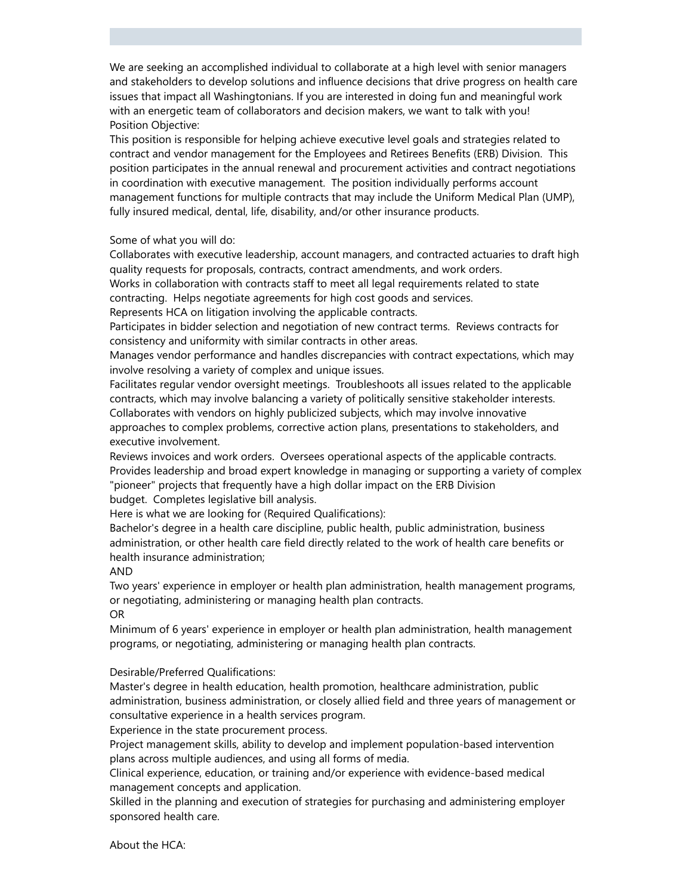We are seeking an accomplished individual to collaborate at a high level with senior managers and stakeholders to develop solutions and influence decisions that drive progress on health care issues that impact all Washingtonians. If you are interested in doing fun and meaningful work with an energetic team of collaborators and decision makers, we want to talk with you!

Position Objective:

This position is responsible for helping achieve executive level goals and strategies related to contract and vendor management for the Employees and Retirees Benefits (ERB) Division. This position participates in the annual renewal and procurement activities and contract negotiations in coordination with executive management. The position individually performs account management functions for multiple contracts that may include the Uniform Medical Plan (UMP), fully insured medical, dental, life, disability, and/or other insurance products.

Some of what you will do:

Collaborates with executive leadership, account managers, and contracted actuaries to draft high quality requests for proposals, contracts, contract amendments, and work orders.

Works in collaboration with contracts staff to meet all legal requirements related to state contracting. Helps negotiate agreements for high cost goods and services.

Represents HCA on litigation involving the applicable contracts.

Participates in bidder selection and negotiation of new contract terms. Reviews contracts for consistency and uniformity with similar contracts in other areas.

Manages vendor performance and handles discrepancies with contract expectations, which may involve resolving a variety of complex and unique issues.

Facilitates regular vendor oversight meetings. Troubleshoots all issues related to the applicable contracts, which may involve balancing a variety of politically sensitive stakeholder interests.

Collaborates with vendors on highly publicized subjects, which may involve innovative approaches to complex problems, corrective action plans, presentations to stakeholders, and executive involvement.

Reviews invoices and work orders. Oversees operational aspects of the applicable contracts.

Provides leadership and broad expert knowledge in managing or supporting a variety of complex "pioneer" projects that frequently have a high dollar impact on the ERB Division budget. Completes legislative bill analysis.

Here is what we are looking for (Required Qualifications):

Bachelor's degree in a health care discipline, public health, public administration, business administration, or other health care field directly related to the work of health care benefits or health insurance administration;

AND

Two years' experience in employer or health plan administration, health management programs, or negotiating, administering or managing health plan contracts.

OR

Minimum of 6 years' experience in employer or health plan administration, health management programs, or negotiating, administering or managing health plan contracts.

Desirable/Preferred Qualifications:

Master's degree in health education, health promotion, healthcare administration, public administration, business administration, or closely allied field and three years of management or consultative experience in a health services program.

Experience in the state procurement process.

Project management skills, ability to develop and implement population-based intervention plans across multiple audiences, and using all forms of media.

Clinical experience, education, or training and/or experience with evidence-based medical management concepts and application.

Skilled in the planning and execution of strategies for purchasing and administering employer sponsored health care.

About the HCA: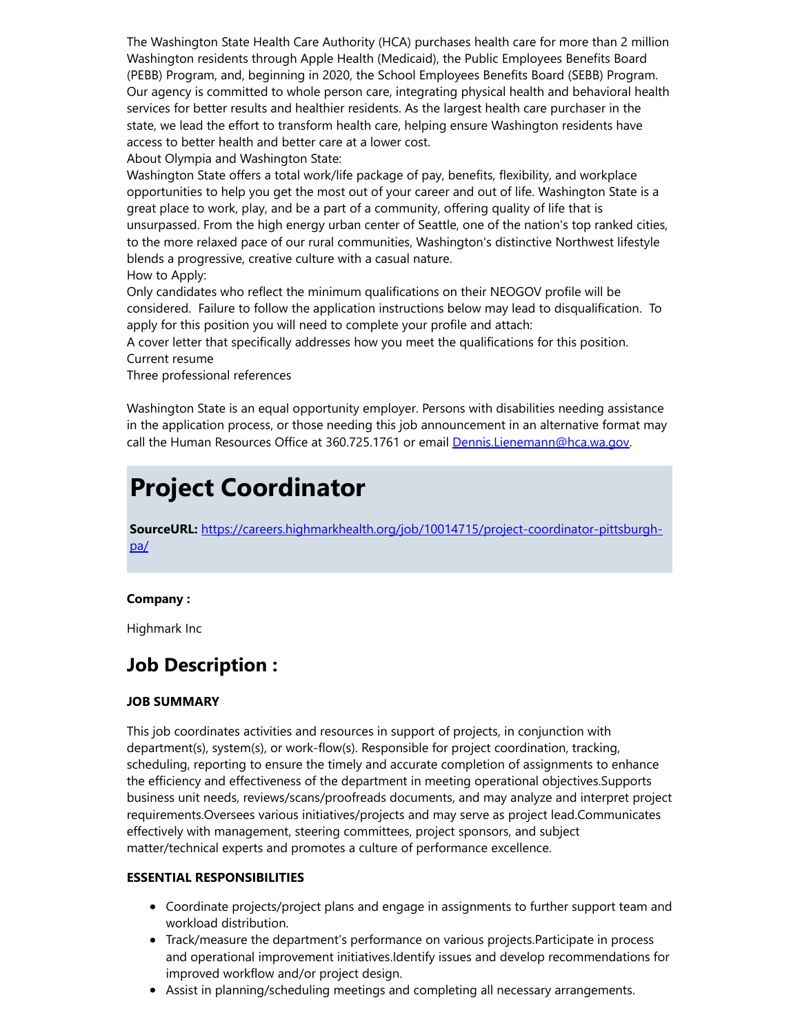The Washington State Health Care Authority (HCA) purchases health care for more than 2 million Washington residents through Apple Health (Medicaid), the Public Employees Benefits Board (PEBB) Program, and, beginning in 2020, the School Employees Benefits Board (SEBB) Program. Our agency is committed to whole person care, integrating physical health and behavioral health services for better results and healthier residents. As the largest health care purchaser in the state, we lead the effort to transform health care, helping ensure Washington residents have access to better health and better care at a lower cost.

About Olympia and Washington State:

Washington State offers a total work/life package of pay, benefits, flexibility, and workplace opportunities to help you get the most out of your career and out of life. Washington State is a great place to work, play, and be a part of a community, offering quality of life that is unsurpassed. From the high energy urban center of Seattle, one of the nation's top ranked cities, to the more relaxed pace of our rural communities, Washington's distinctive Northwest lifestyle blends a progressive, creative culture with a casual nature.

How to Apply:

Only candidates who reflect the minimum qualifications on their NEOGOV profile will be considered. Failure to follow the application instructions below may lead to disqualification. To apply for this position you will need to complete your profile and attach:

A cover letter that specifically addresses how you meet the qualifications for this position.

Current resume

Three professional references

Washington State is an equal opportunity employer. Persons with disabilities needing assistance in the application process, or those needing this job announcement in an alternative format may call the Human Resources Office at 360.725.1761 or email Dennis.Lienemann@hca.wa.gov.

# Project Coordinator

**SourceURL:** https://careers.highmarkhealth.org/job/10014715/project-coordinator-pittsburgh-pa/

**Company :**

Highmark Inc

## Job Description :

**JOB SUMMARY**

This job coordinates activities and resources in support of projects, in conjunction with department(s), system(s), or work-flow(s). Responsible for project coordination, tracking, scheduling, reporting to ensure the timely and accurate completion of assignments to enhance the efficiency and effectiveness of the department in meeting operational objectives.Supports business unit needs, reviews/scans/proofreads documents, and may analyze and interpret project requirements.Oversees various initiatives/projects and may serve as project lead.Communicates effectively with management, steering committees, project sponsors, and subject matter/technical experts and promotes a culture of performance excellence.

**ESSENTIAL RESPONSIBILITIES**

- Coordinate projects/project plans and engage in assignments to further support team and workload distribution.
- Track/measure the department's performance on various projects.Participate in process and operational improvement initiatives.Identify issues and develop recommendations for improved workflow and/or project design.
- Assist in planning/scheduling meetings and completing all necessary arrangements.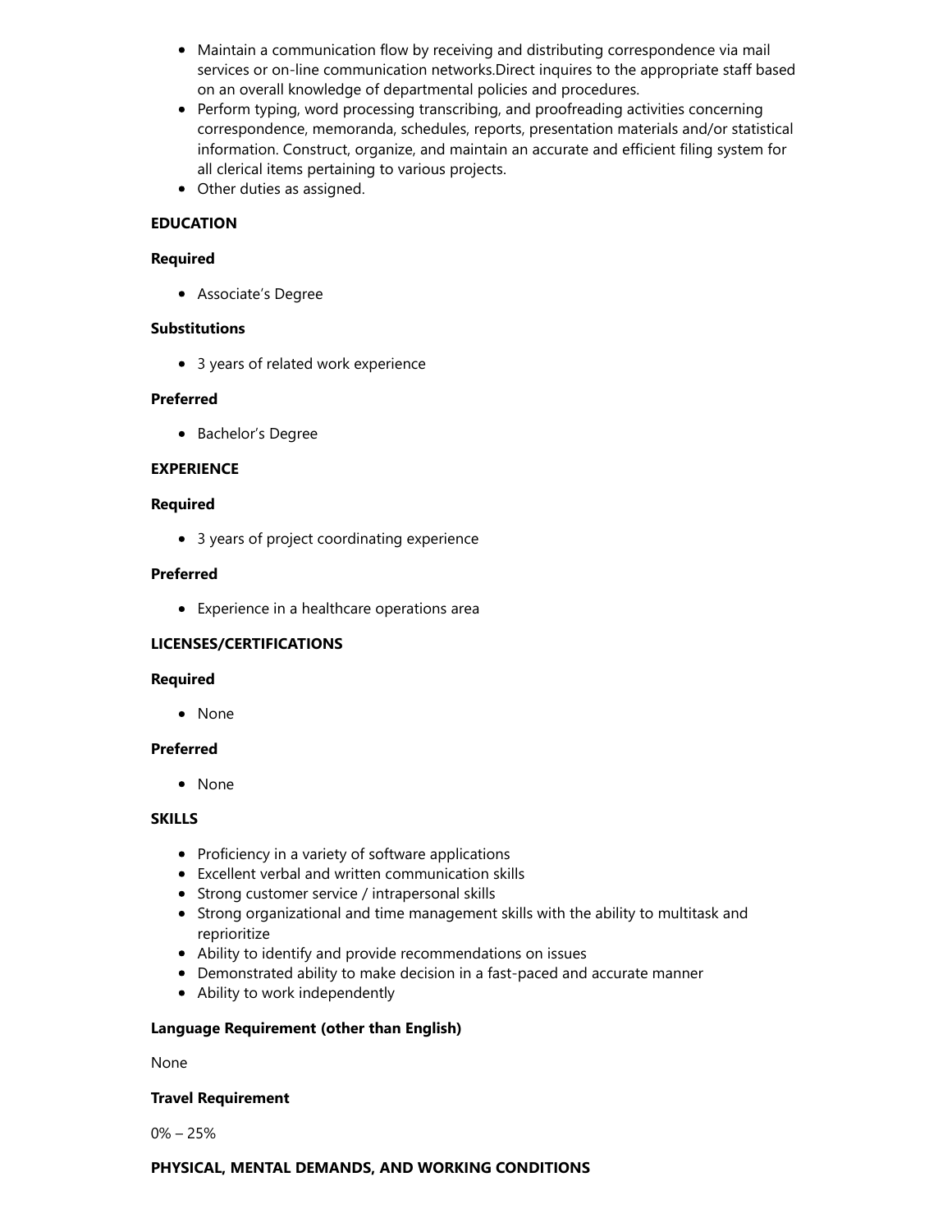- Maintain a communication flow by receiving and distributing correspondence via mail services or on-line communication networks.Direct inquires to the appropriate staff based on an overall knowledge of departmental policies and procedures.
- Perform typing, word processing transcribing, and proofreading activities concerning correspondence, memoranda, schedules, reports, presentation materials and/or statistical information. Construct, organize, and maintain an accurate and efficient filing system for all clerical items pertaining to various projects.
- Other duties as assigned.

**EDUCATION**

**Required**

- Associate's Degree

**Substitutions**

- 3 years of related work experience

**Preferred**

- Bachelor's Degree

**EXPERIENCE**

**Required**

- 3 years of project coordinating experience

**Preferred**

- Experience in a healthcare operations area

**LICENSES/CERTIFICATIONS**

**Required**

- None

**Preferred**

- None

**SKILLS**

- Proficiency in a variety of software applications
- Excellent verbal and written communication skills
- Strong customer service / intrapersonal skills
- Strong organizational and time management skills with the ability to multitask and reprioritize
- Ability to identify and provide recommendations on issues
- Demonstrated ability to make decision in a fast-paced and accurate manner
- Ability to work independently

**Language Requirement (other than English)**

None

**Travel Requirement**

0% – 25%

**PHYSICAL, MENTAL DEMANDS, AND WORKING CONDITIONS**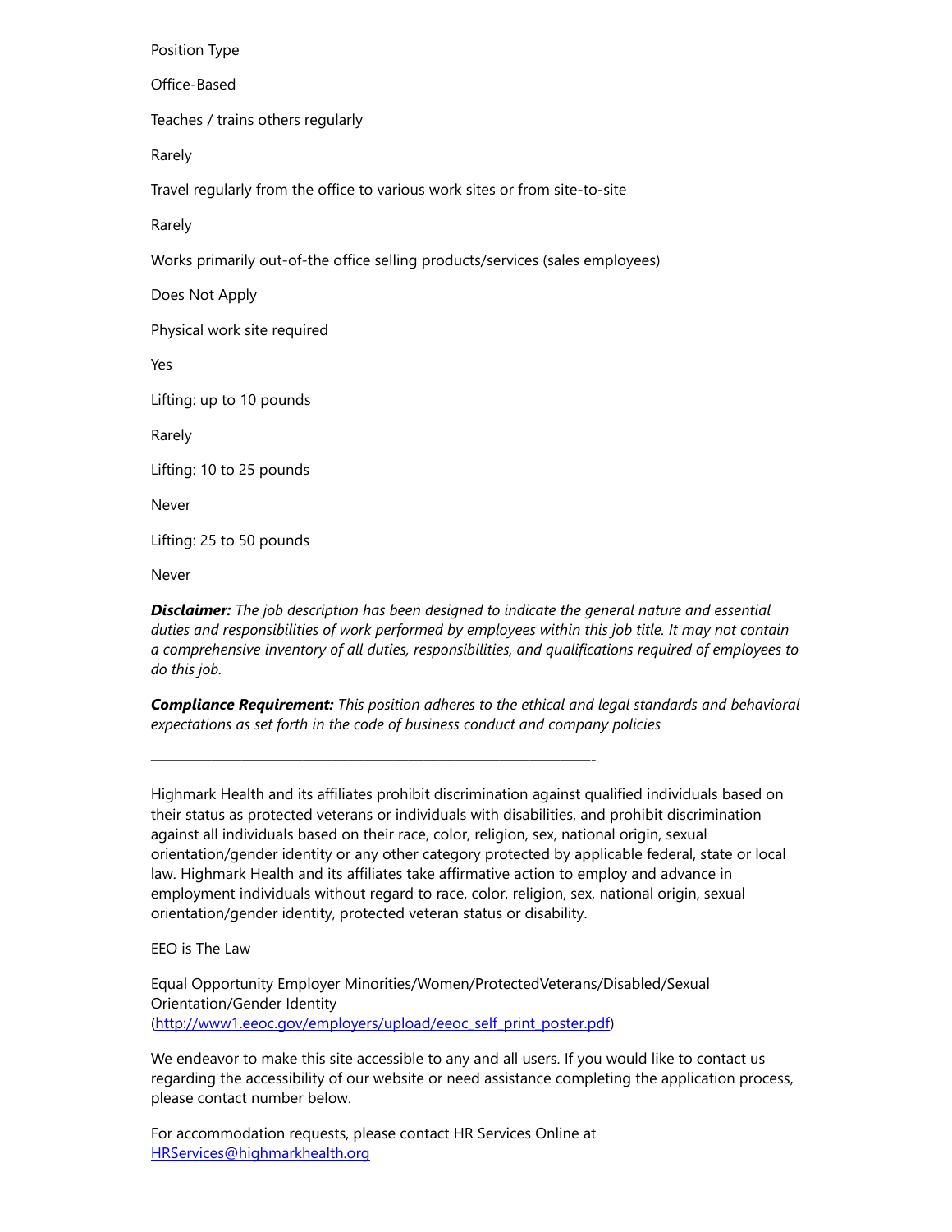Position Type

Office-Based

Teaches / trains others regularly

Rarely

Travel regularly from the office to various work sites or from site-to-site

Rarely

Works primarily out-of-the office selling products/services (sales employees)

Does Not Apply

Physical work site required

Yes

Lifting: up to 10 pounds

Rarely

Lifting: 10 to 25 pounds

Never

Lifting: 25 to 50 pounds

Never

***Disclaimer:*** *The job description has been designed to indicate the general nature and essential duties and responsibilities of work performed by employees within this job title. It may not contain a comprehensive inventory of all duties, responsibilities, and qualifications required of employees to do this job.*

***Compliance Requirement:*** *This position adheres to the ethical and legal standards and behavioral expectations as set forth in the code of business conduct and company policies*

_________________________________________________________________-

Highmark Health and its affiliates prohibit discrimination against qualified individuals based on their status as protected veterans or individuals with disabilities, and prohibit discrimination against all individuals based on their race, color, religion, sex, national origin, sexual orientation/gender identity or any other category protected by applicable federal, state or local law. Highmark Health and its affiliates take affirmative action to employ and advance in employment individuals without regard to race, color, religion, sex, national origin, sexual orientation/gender identity, protected veteran status or disability.

EEO is The Law

Equal Opportunity Employer Minorities/Women/ProtectedVeterans/Disabled/Sexual Orientation/Gender Identity
([http://www1.eeoc.gov/employers/upload/eeoc_self_print_poster.pdf](http://www1.eeoc.gov/employers/upload/eeoc_self_print_poster.pdf))

We endeavor to make this site accessible to any and all users. If you would like to contact us regarding the accessibility of our website or need assistance completing the application process, please contact number below.

For accommodation requests, please contact HR Services Online at [HRServices@highmarkhealth.org](mailto:HRServices@highmarkhealth.org)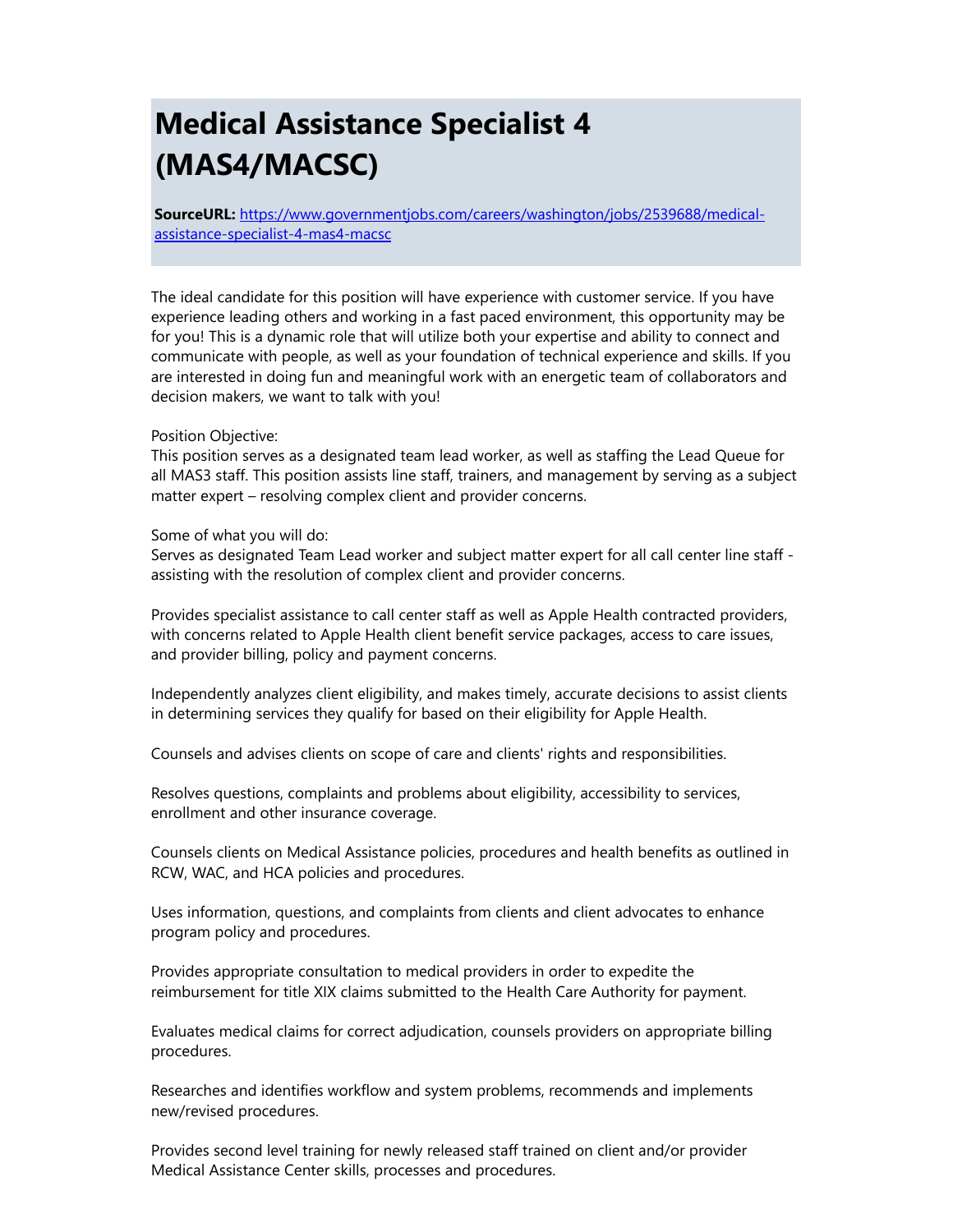# Medical Assistance Specialist 4 (MAS4/MACSC)

**SourceURL:** [https://www.governmentjobs.com/careers/washington/jobs/2539688/medical-assistance-specialist-4-mas4-macsc](https://www.governmentjobs.com/careers/washington/jobs/2539688/medical-assistance-specialist-4-mas4-macsc)

The ideal candidate for this position will have experience with customer service. If you have experience leading others and working in a fast paced environment, this opportunity may be for you! This is a dynamic role that will utilize both your expertise and ability to connect and communicate with people, as well as your foundation of technical experience and skills. If you are interested in doing fun and meaningful work with an energetic team of collaborators and decision makers, we want to talk with you!

Position Objective:
This position serves as a designated team lead worker, as well as staffing the Lead Queue for all MAS3 staff. This position assists line staff, trainers, and management by serving as a subject matter expert – resolving complex client and provider concerns.

Some of what you will do:
Serves as designated Team Lead worker and subject matter expert for all call center line staff - assisting with the resolution of complex client and provider concerns.

Provides specialist assistance to call center staff as well as Apple Health contracted providers, with concerns related to Apple Health client benefit service packages, access to care issues, and provider billing, policy and payment concerns.

Independently analyzes client eligibility, and makes timely, accurate decisions to assist clients in determining services they qualify for based on their eligibility for Apple Health.

Counsels and advises clients on scope of care and clients' rights and responsibilities.

Resolves questions, complaints and problems about eligibility, accessibility to services, enrollment and other insurance coverage.

Counsels clients on Medical Assistance policies, procedures and health benefits as outlined in RCW, WAC, and HCA policies and procedures.

Uses information, questions, and complaints from clients and client advocates to enhance program policy and procedures.

Provides appropriate consultation to medical providers in order to expedite the reimbursement for title XIX claims submitted to the Health Care Authority for payment.

Evaluates medical claims for correct adjudication, counsels providers on appropriate billing procedures.

Researches and identifies workflow and system problems, recommends and implements new/revised procedures.

Provides second level training for newly released staff trained on client and/or provider Medical Assistance Center skills, processes and procedures.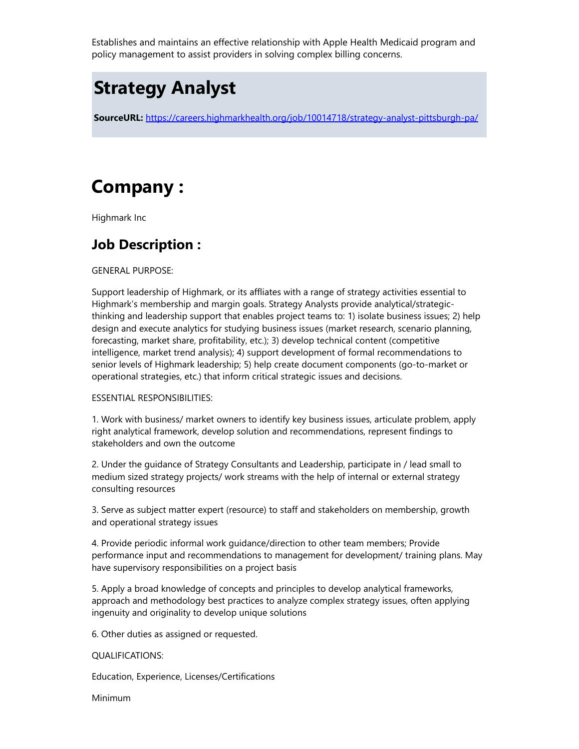Establishes and maintains an effective relationship with Apple Health Medicaid program and policy management to assist providers in solving complex billing concerns.

# Strategy Analyst

**SourceURL:** https://careers.highmarkhealth.org/job/10014718/strategy-analyst-pittsburgh-pa/

# Company :

Highmark Inc

## Job Description :

GENERAL PURPOSE:

Support leadership of Highmark, or its affliates with a range of strategy activities essential to Highmark's membership and margin goals. Strategy Analysts provide analytical/strategic-thinking and leadership support that enables project teams to: 1) isolate business issues; 2) help design and execute analytics for studying business issues (market research, scenario planning, forecasting, market share, profitability, etc.); 3) develop technical content (competitive intelligence, market trend analysis); 4) support development of formal recommendations to senior levels of Highmark leadership; 5) help create document components (go-to-market or operational strategies, etc.) that inform critical strategic issues and decisions.

ESSENTIAL RESPONSIBILITIES:

1. Work with business/ market owners to identify key business issues, articulate problem, apply right analytical framework, develop solution and recommendations, represent findings to stakeholders and own the outcome

2. Under the guidance of Strategy Consultants and Leadership, participate in / lead small to medium sized strategy projects/ work streams with the help of internal or external strategy consulting resources

3. Serve as subject matter expert (resource) to staff and stakeholders on membership, growth and operational strategy issues

4. Provide periodic informal work guidance/direction to other team members; Provide performance input and recommendations to management for development/ training plans. May have supervisory responsibilities on a project basis

5. Apply a broad knowledge of concepts and principles to develop analytical frameworks, approach and methodology best practices to analyze complex strategy issues, often applying ingenuity and originality to develop unique solutions

6. Other duties as assigned or requested.

QUALIFICATIONS:

Education, Experience, Licenses/Certifications

Minimum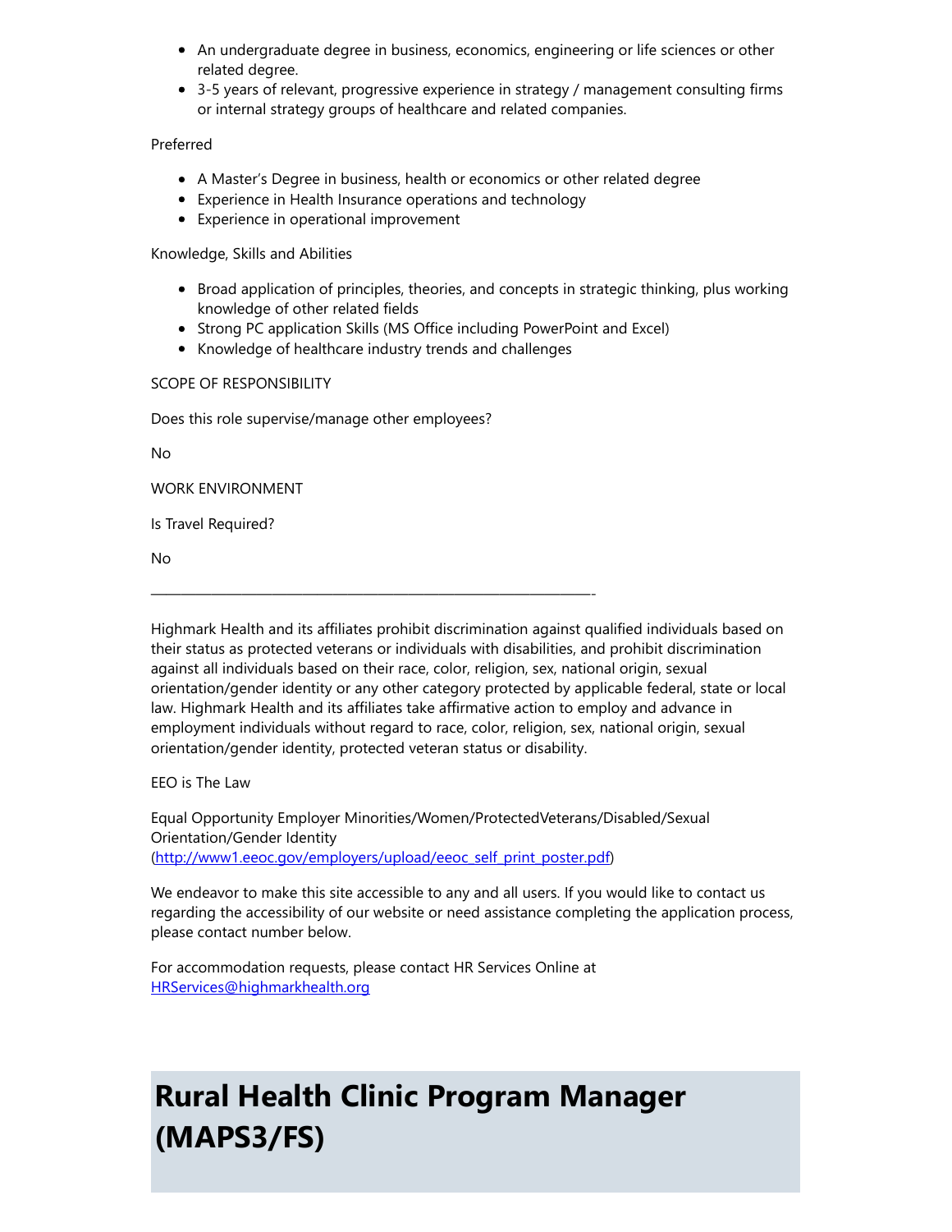- An undergraduate degree in business, economics, engineering or life sciences or other related degree.
- 3-5 years of relevant, progressive experience in strategy / management consulting firms or internal strategy groups of healthcare and related companies.

Preferred

- A Master's Degree in business, health or economics or other related degree
- Experience in Health Insurance operations and technology
- Experience in operational improvement

Knowledge, Skills and Abilities

- Broad application of principles, theories, and concepts in strategic thinking, plus working knowledge of other related fields
- Strong PC application Skills (MS Office including PowerPoint and Excel)
- Knowledge of healthcare industry trends and challenges

SCOPE OF RESPONSIBILITY

Does this role supervise/manage other employees?

No

WORK ENVIRONMENT

Is Travel Required?

No

\_\_\_\_\_\_\_\_\_\_\_\_\_\_\_\_\_\_\_\_\_\_\_\_\_\_\_\_\_\_\_\_\_\_\_\_\_\_\_\_\_\_\_\_\_\_\_\_\_\_\_\_\_\_\_\_\_\_\_\_\_\_\_-

Highmark Health and its affiliates prohibit discrimination against qualified individuals based on their status as protected veterans or individuals with disabilities, and prohibit discrimination against all individuals based on their race, color, religion, sex, national origin, sexual orientation/gender identity or any other category protected by applicable federal, state or local law. Highmark Health and its affiliates take affirmative action to employ and advance in employment individuals without regard to race, color, religion, sex, national origin, sexual orientation/gender identity, protected veteran status or disability.

EEO is The Law

Equal Opportunity Employer Minorities/Women/ProtectedVeterans/Disabled/Sexual Orientation/Gender Identity (http://www1.eeoc.gov/employers/upload/eeoc_self_print_poster.pdf)

We endeavor to make this site accessible to any and all users. If you would like to contact us regarding the accessibility of our website or need assistance completing the application process, please contact number below.

For accommodation requests, please contact HR Services Online at HRServices@highmarkhealth.org

# Rural Health Clinic Program Manager (MAPS3/FS)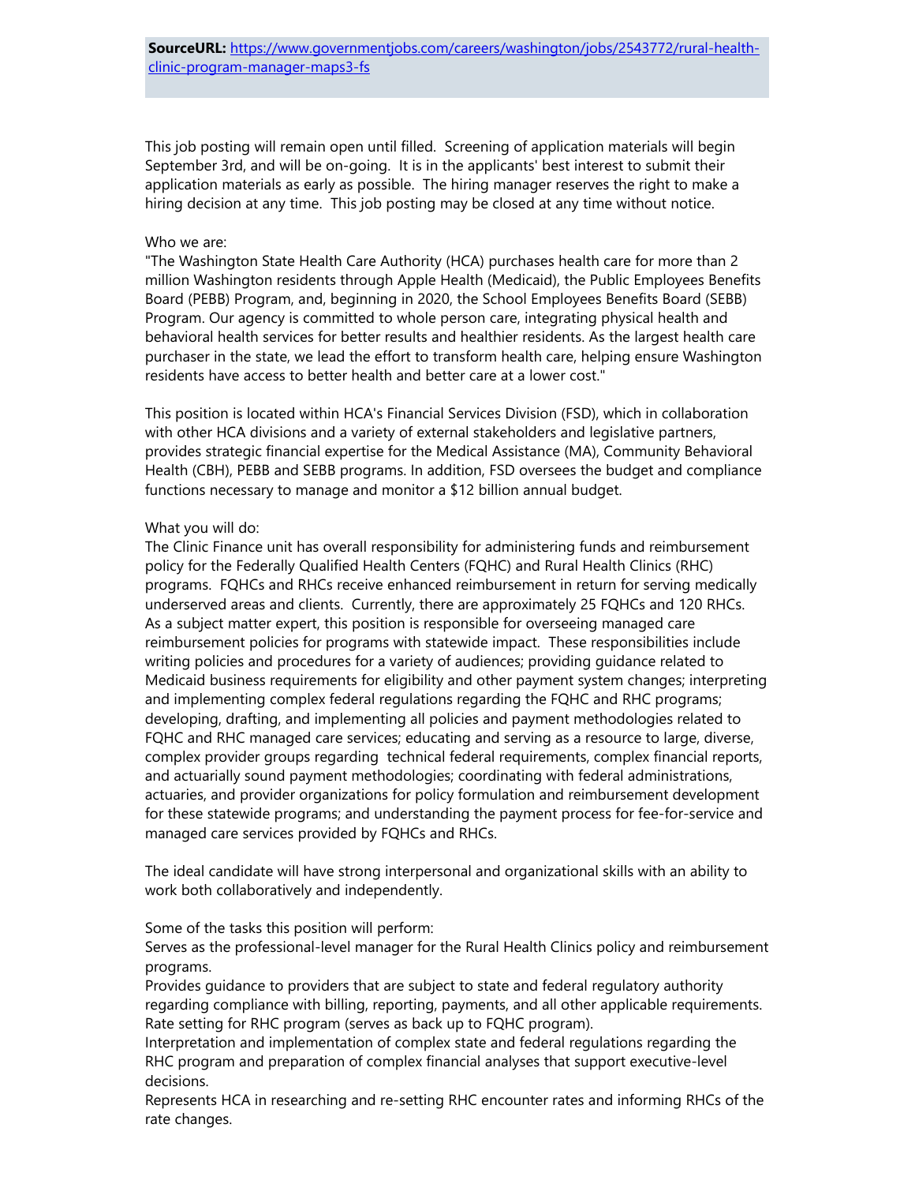**SourceURL:** [https://www.governmentjobs.com/careers/washington/jobs/2543772/rural-health-clinic-program-manager-maps3-fs](https://www.governmentjobs.com/careers/washington/jobs/2543772/rural-health-clinic-program-manager-maps3-fs)

This job posting will remain open until filled. Screening of application materials will begin September 3rd, and will be on-going. It is in the applicants' best interest to submit their application materials as early as possible. The hiring manager reserves the right to make a hiring decision at any time. This job posting may be closed at any time without notice.

Who we are:
"The Washington State Health Care Authority (HCA) purchases health care for more than 2 million Washington residents through Apple Health (Medicaid), the Public Employees Benefits Board (PEBB) Program, and, beginning in 2020, the School Employees Benefits Board (SEBB) Program. Our agency is committed to whole person care, integrating physical health and behavioral health services for better results and healthier residents. As the largest health care purchaser in the state, we lead the effort to transform health care, helping ensure Washington residents have access to better health and better care at a lower cost."

This position is located within HCA's Financial Services Division (FSD), which in collaboration with other HCA divisions and a variety of external stakeholders and legislative partners, provides strategic financial expertise for the Medical Assistance (MA), Community Behavioral Health (CBH), PEBB and SEBB programs. In addition, FSD oversees the budget and compliance functions necessary to manage and monitor a $12 billion annual budget.

What you will do:
The Clinic Finance unit has overall responsibility for administering funds and reimbursement policy for the Federally Qualified Health Centers (FQHC) and Rural Health Clinics (RHC) programs. FQHCs and RHCs receive enhanced reimbursement in return for serving medically underserved areas and clients. Currently, there are approximately 25 FQHCs and 120 RHCs. As a subject matter expert, this position is responsible for overseeing managed care reimbursement policies for programs with statewide impact. These responsibilities include writing policies and procedures for a variety of audiences; providing guidance related to Medicaid business requirements for eligibility and other payment system changes; interpreting and implementing complex federal regulations regarding the FQHC and RHC programs; developing, drafting, and implementing all policies and payment methodologies related to FQHC and RHC managed care services; educating and serving as a resource to large, diverse, complex provider groups regarding technical federal requirements, complex financial reports, and actuarially sound payment methodologies; coordinating with federal administrations, actuaries, and provider organizations for policy formulation and reimbursement development for these statewide programs; and understanding the payment process for fee-for-service and managed care services provided by FQHCs and RHCs.

The ideal candidate will have strong interpersonal and organizational skills with an ability to work both collaboratively and independently.

Some of the tasks this position will perform:
Serves as the professional-level manager for the Rural Health Clinics policy and reimbursement programs.
Provides guidance to providers that are subject to state and federal regulatory authority regarding compliance with billing, reporting, payments, and all other applicable requirements.
Rate setting for RHC program (serves as back up to FQHC program).
Interpretation and implementation of complex state and federal regulations regarding the RHC program and preparation of complex financial analyses that support executive-level decisions.
Represents HCA in researching and re-setting RHC encounter rates and informing RHCs of the rate changes.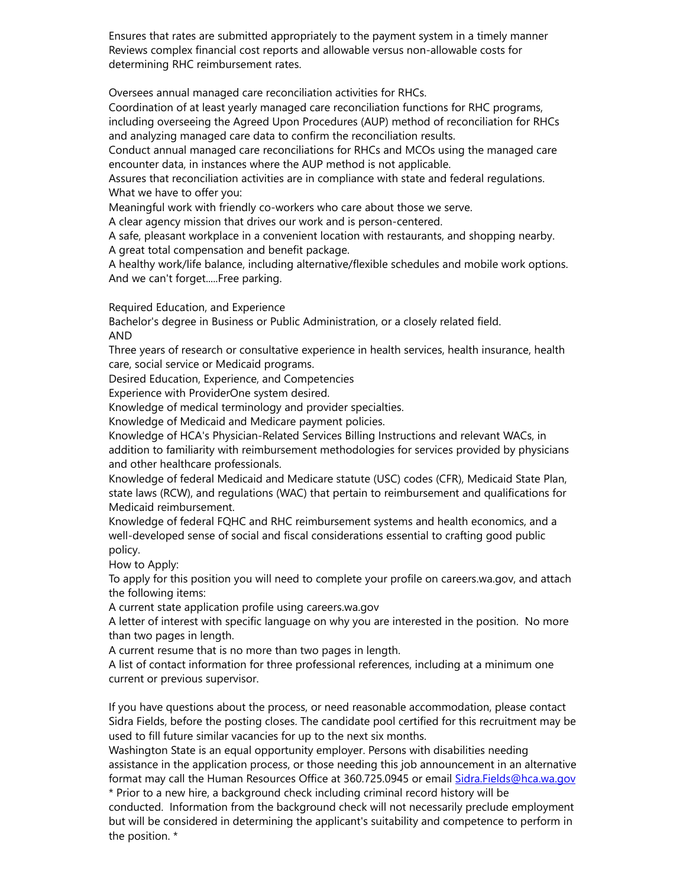Ensures that rates are submitted appropriately to the payment system in a timely manner
Reviews complex financial cost reports and allowable versus non-allowable costs for determining RHC reimbursement rates.

Oversees annual managed care reconciliation activities for RHCs.
Coordination of at least yearly managed care reconciliation functions for RHC programs, including overseeing the Agreed Upon Procedures (AUP) method of reconciliation for RHCs and analyzing managed care data to confirm the reconciliation results.
Conduct annual managed care reconciliations for RHCs and MCOs using the managed care encounter data, in instances where the AUP method is not applicable.
Assures that reconciliation activities are in compliance with state and federal regulations.
What we have to offer you:
Meaningful work with friendly co-workers who care about those we serve.
A clear agency mission that drives our work and is person-centered.
A safe, pleasant workplace in a convenient location with restaurants, and shopping nearby.
A great total compensation and benefit package.
A healthy work/life balance, including alternative/flexible schedules and mobile work options.
And we can't forget.....Free parking.

Required Education, and Experience
Bachelor's degree in Business or Public Administration, or a closely related field.
AND
Three years of research or consultative experience in health services, health insurance, health care, social service or Medicaid programs.
Desired Education, Experience, and Competencies
Experience with ProviderOne system desired.
Knowledge of medical terminology and provider specialties.
Knowledge of Medicaid and Medicare payment policies.
Knowledge of HCA's Physician-Related Services Billing Instructions and relevant WACs, in addition to familiarity with reimbursement methodologies for services provided by physicians and other healthcare professionals.
Knowledge of federal Medicaid and Medicare statute (USC) codes (CFR), Medicaid State Plan, state laws (RCW), and regulations (WAC) that pertain to reimbursement and qualifications for Medicaid reimbursement.
Knowledge of federal FQHC and RHC reimbursement systems and health economics, and a well-developed sense of social and fiscal considerations essential to crafting good public policy.
How to Apply:
To apply for this position you will need to complete your profile on careers.wa.gov, and attach the following items:
A current state application profile using careers.wa.gov
A letter of interest with specific language on why you are interested in the position. No more than two pages in length.
A current resume that is no more than two pages in length.
A list of contact information for three professional references, including at a minimum one current or previous supervisor.

If you have questions about the process, or need reasonable accommodation, please contact Sidra Fields, before the posting closes. The candidate pool certified for this recruitment may be used to fill future similar vacancies for up to the next six months.
Washington State is an equal opportunity employer. Persons with disabilities needing assistance in the application process, or those needing this job announcement in an alternative format may call the Human Resources Office at 360.725.0945 or email Sidra.Fields@hca.wa.gov
* Prior to a new hire, a background check including criminal record history will be conducted. Information from the background check will not necessarily preclude employment but will be considered in determining the applicant's suitability and competence to perform in the position. *